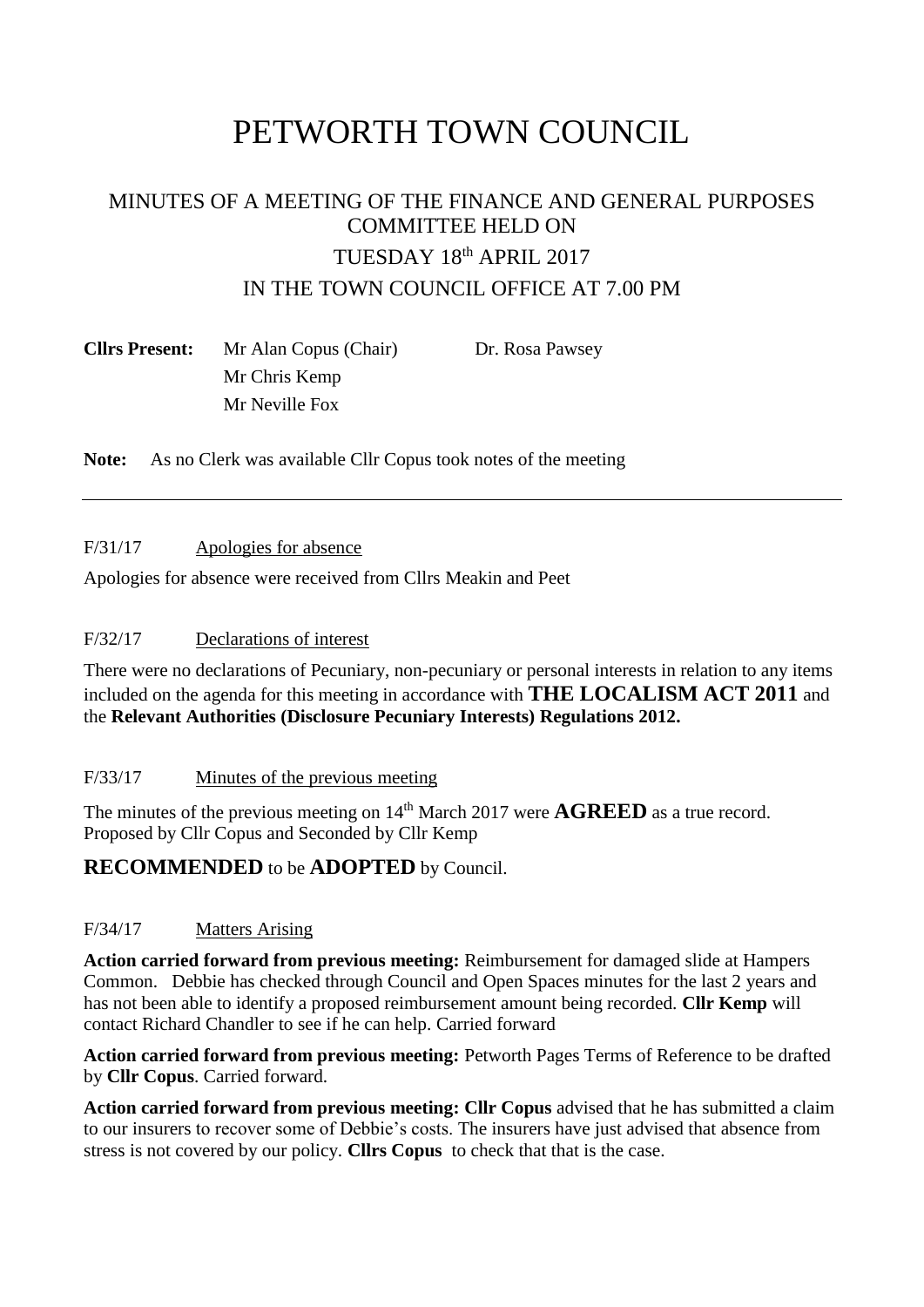# PETWORTH TOWN COUNCIL

## MINUTES OF A MEETING OF THE FINANCE AND GENERAL PURPOSES COMMITTEE HELD ON TUESDAY 18th APRIL 2017 IN THE TOWN COUNCIL OFFICE AT 7.00 PM

**Cllrs Present:** Mr Alan Copus (Chair), Mr Chris Kemp, Mr Neville Fox, Dr. Rosa Pawsey

**Note:** As no Clerk was available Cllr Copus took notes of the meeting

---

F/31/17 Apologies for absence

Apologies for absence were received from Cllrs Meakin and Peet

F/32/17 Declarations of interest

There were no declarations of Pecuniary, non-pecuniary or personal interests in relation to any items included on the agenda for this meeting in accordance with **THE LOCALISM ACT 2011** and the **Relevant Authorities (Disclosure Pecuniary Interests) Regulations 2012.**

F/33/17 Minutes of the previous meeting

The minutes of the previous meeting on 14th March 2017 were **AGREED** as a true record. Proposed by Cllr Copus and Seconded by Cllr Kemp

**RECOMMENDED** to be **ADOPTED** by Council.

F/34/17 Matters Arising

**Action carried forward from previous meeting:** Reimbursement for damaged slide at Hampers Common. Debbie has checked through Council and Open Spaces minutes for the last 2 years and has not been able to identify a proposed reimbursement amount being recorded. **Cllr Kemp** will contact Richard Chandler to see if he can help. Carried forward

**Action carried forward from previous meeting:** Petworth Pages Terms of Reference to be drafted by **Cllr Copus**. Carried forward.

**Action carried forward from previous meeting: Cllr Copus** advised that he has submitted a claim to our insurers to recover some of Debbie's costs. The insurers have just advised that absence from stress is not covered by our policy. **Cllrs Copus** to check that that is the case.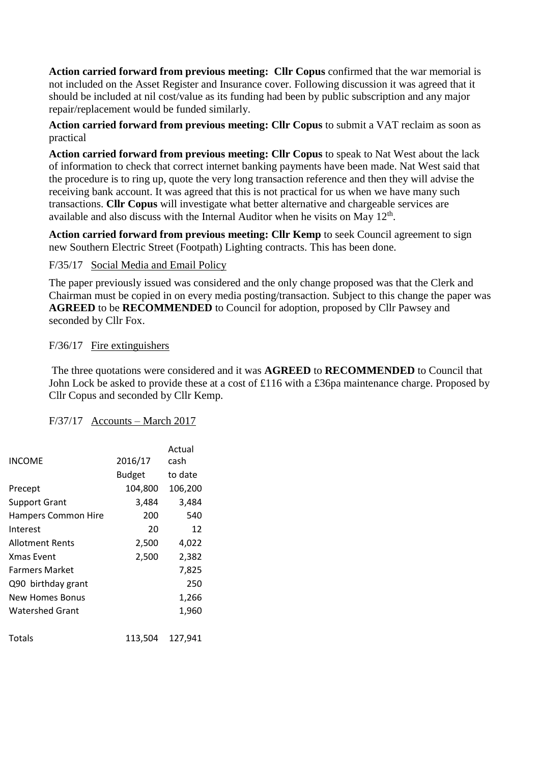**Action carried forward from previous meeting: Cllr Copus** confirmed that the war memorial is not included on the Asset Register and Insurance cover. Following discussion it was agreed that it should be included at nil cost/value as its funding had been by public subscription and any major repair/replacement would be funded similarly.

**Action carried forward from previous meeting: Cllr Copus** to submit a VAT reclaim as soon as practical

**Action carried forward from previous meeting: Cllr Copus** to speak to Nat West about the lack of information to check that correct internet banking payments have been made. Nat West said that the procedure is to ring up, quote the very long transaction reference and then they will advise the receiving bank account. It was agreed that this is not practical for us when we have many such transactions. **Cllr Copus** will investigate what better alternative and chargeable services are available and also discuss with the Internal Auditor when he visits on May 12th.

**Action carried forward from previous meeting: Cllr Kemp** to seek Council agreement to sign new Southern Electric Street (Footpath) Lighting contracts. This has been done.

F/35/17 Social Media and Email Policy

The paper previously issued was considered and the only change proposed was that the Clerk and Chairman must be copied in on every media posting/transaction. Subject to this change the paper was **AGREED** to be **RECOMMENDED** to Council for adoption, proposed by Cllr Pawsey and seconded by Cllr Fox.

F/36/17 Fire extinguishers

The three quotations were considered and it was **AGREED** to **RECOMMENDED** to Council that John Lock be asked to provide these at a cost of £116 with a £36pa maintenance charge. Proposed by Cllr Copus and seconded by Cllr Kemp.

F/37/17 Accounts – March 2017

| INCOME | 2016/17 Budget | Actual cash to date |
|---|---|---|
| Precept | 104,800 | 106,200 |
| Support Grant | 3,484 | 3,484 |
| Hampers Common Hire | 200 | 540 |
| Interest | 20 | 12 |
| Allotment Rents | 2,500 | 4,022 |
| Xmas Event | 2,500 | 2,382 |
| Farmers Market | | 7,825 |
| Q90 birthday grant | | 250 |
| New Homes Bonus | | 1,266 |
| Watershed Grant | | 1,960 |
| Totals | 113,504 | 127,941 |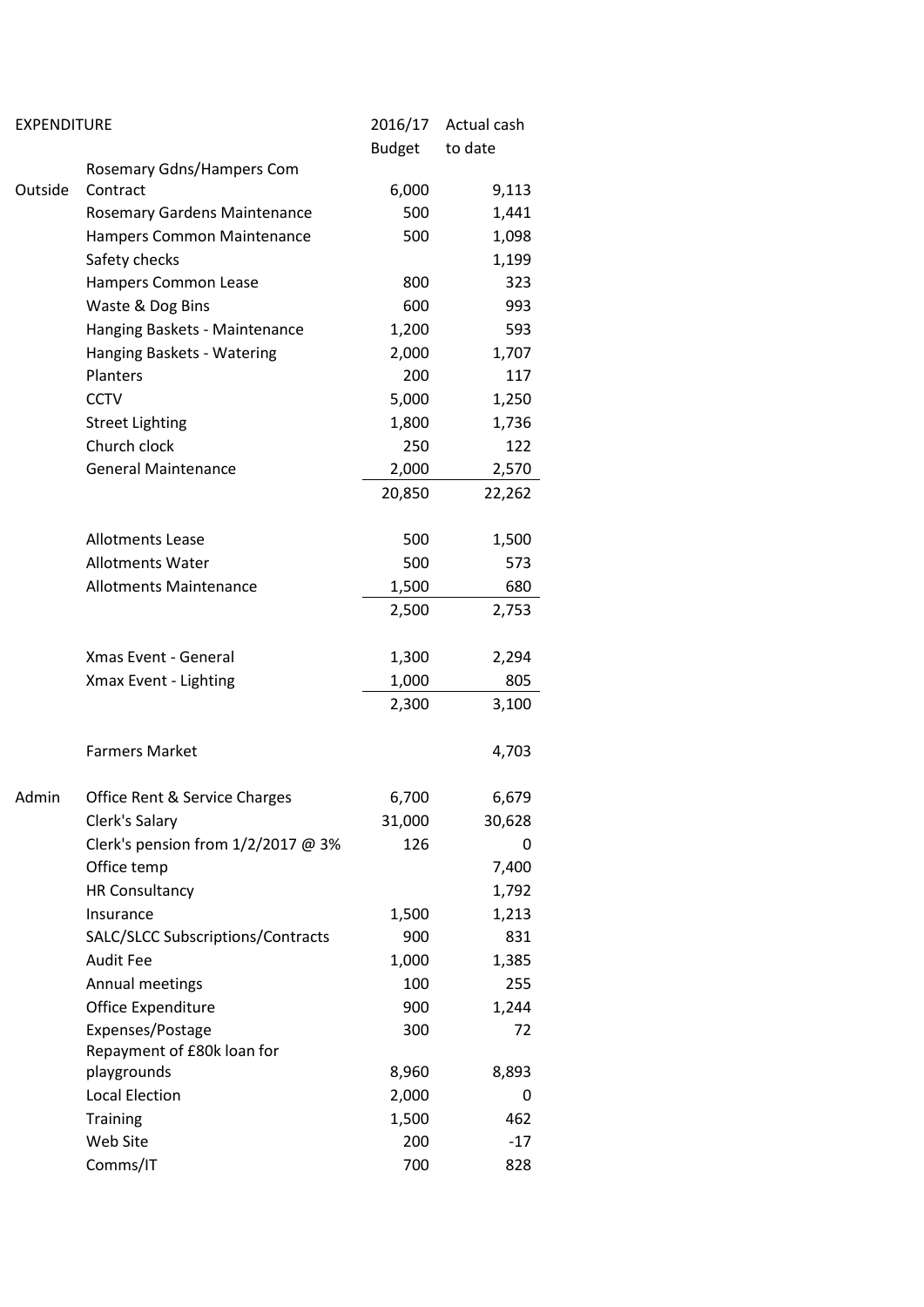| EXPENDITURE | | 2016/17 Budget | Actual cash to date |
|---|---|---|---|
| Outside | Rosemary Gdns/Hampers Com Contract | 6,000 | 9,113 |
| | Rosemary Gardens Maintenance | 500 | 1,441 |
| | Hampers Common Maintenance | 500 | 1,098 |
| | Safety checks | | 1,199 |
| | Hampers Common Lease | 800 | 323 |
| | Waste & Dog Bins | 600 | 993 |
| | Hanging Baskets - Maintenance | 1,200 | 593 |
| | Hanging Baskets - Watering | 2,000 | 1,707 |
| | Planters | 200 | 117 |
| | CCTV | 5,000 | 1,250 |
| | Street Lighting | 1,800 | 1,736 |
| | Church clock | 250 | 122 |
| | General Maintenance | 2,000 | 2,570 |
| | | 20,850 | 22,262 |
| | | | |
| | Allotments Lease | 500 | 1,500 |
| | Allotments Water | 500 | 573 |
| | Allotments Maintenance | 1,500 | 680 |
| | | 2,500 | 2,753 |
| | | | |
| | Xmas Event - General | 1,300 | 2,294 |
| | Xmax Event - Lighting | 1,000 | 805 |
| | | 2,300 | 3,100 |
| | | | |
| | Farmers Market | | 4,703 |
| | | | |
| Admin | Office Rent & Service Charges | 6,700 | 6,679 |
| | Clerk's Salary | 31,000 | 30,628 |
| | Clerk's pension from 1/2/2017 @ 3% | 126 | 0 |
| | Office temp | | 7,400 |
| | HR Consultancy | | 1,792 |
| | Insurance | 1,500 | 1,213 |
| | SALC/SLCC Subscriptions/Contracts | 900 | 831 |
| | Audit Fee | 1,000 | 1,385 |
| | Annual meetings | 100 | 255 |
| | Office Expenditure | 900 | 1,244 |
| | Expenses/Postage | 300 | 72 |
| | Repayment of £80k loan for playgrounds | 8,960 | 8,893 |
| | Local Election | 2,000 | 0 |
| | Training | 1,500 | 462 |
| | Web Site | 200 | -17 |
| | Comms/IT | 700 | 828 |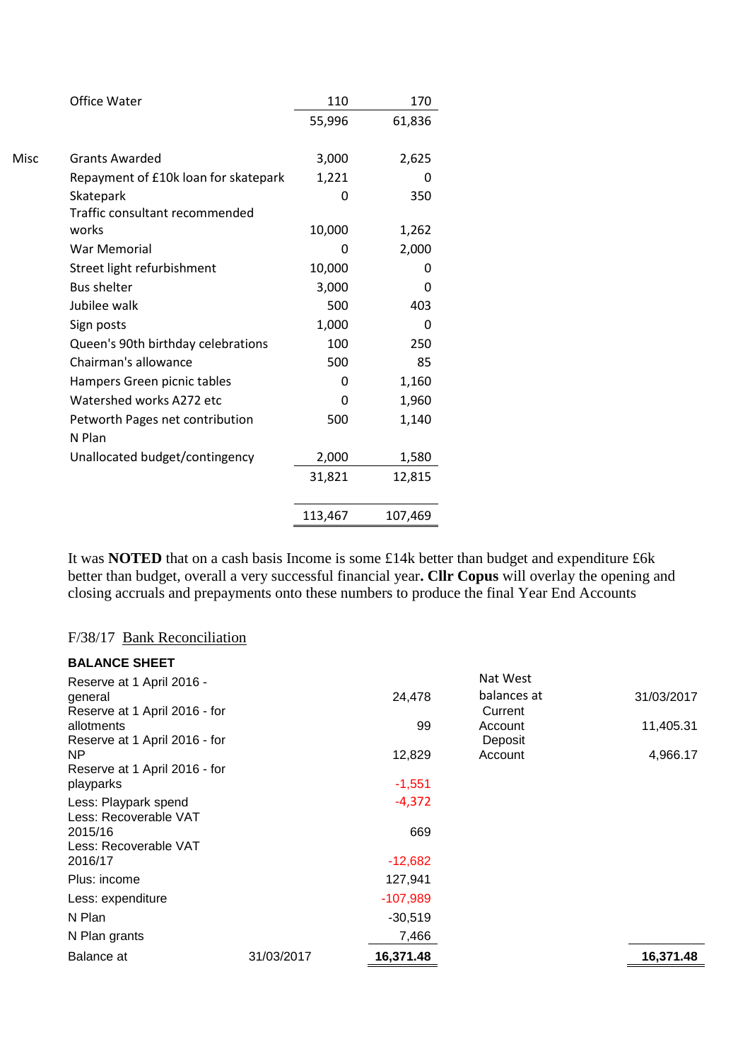| | | | |
|---|---|---|---|
| | Office Water | 110 | 170 |
| | | 55,996 | 61,836 |
| Misc | Grants Awarded | 3,000 | 2,625 |
| | Repayment of £10k loan for skatepark | 1,221 | 0 |
| | Skatepark | 0 | 350 |
| | Traffic consultant recommended works | 10,000 | 1,262 |
| | War Memorial | 0 | 2,000 |
| | Street light refurbishment | 10,000 | 0 |
| | Bus shelter | 3,000 | 0 |
| | Jubilee walk | 500 | 403 |
| | Sign posts | 1,000 | 0 |
| | Queen's 90th birthday celebrations | 100 | 250 |
| | Chairman's allowance | 500 | 85 |
| | Hampers Green picnic tables | 0 | 1,160 |
| | Watershed works A272 etc | 0 | 1,960 |
| | Petworth Pages net contribution | 500 | 1,140 |
| | N Plan | | |
| | Unallocated budget/contingency | 2,000 | 1,580 |
| | | 31,821 | 12,815 |
| | | 113,467 | 107,469 |

It was **NOTED** that on a cash basis Income is some £14k better than budget and expenditure £6k better than budget, overall a very successful financial year**. Cllr Copus** will overlay the opening and closing accruals and prepayments onto these numbers to produce the final Year End Accounts

F/38/17 Bank Reconciliation

**BALANCE SHEET**

| | | | | |
|---|---|---|---|---|
| Reserve at 1 April 2016 - general | | 24,478 | Nat West balances at | 31/03/2017 |
| Reserve at 1 April 2016 - for allotments | | 99 | Current Account | 11,405.31 |
| Reserve at 1 April 2016 - for NP | | 12,829 | Deposit Account | 4,966.17 |
| Reserve at 1 April 2016 - for playparks | | -1,551 | | |
| Less: Playpark spend | | -4,372 | | |
| Less: Recoverable VAT 2015/16 | | 669 | | |
| Less: Recoverable VAT 2016/17 | | -12,682 | | |
| Plus: income | | 127,941 | | |
| Less: expenditure | | -107,989 | | |
| N Plan | | -30,519 | | |
| N Plan grants | | 7,466 | | |
| Balance at | 31/03/2017 | **16,371.48** | | **16,371.48** |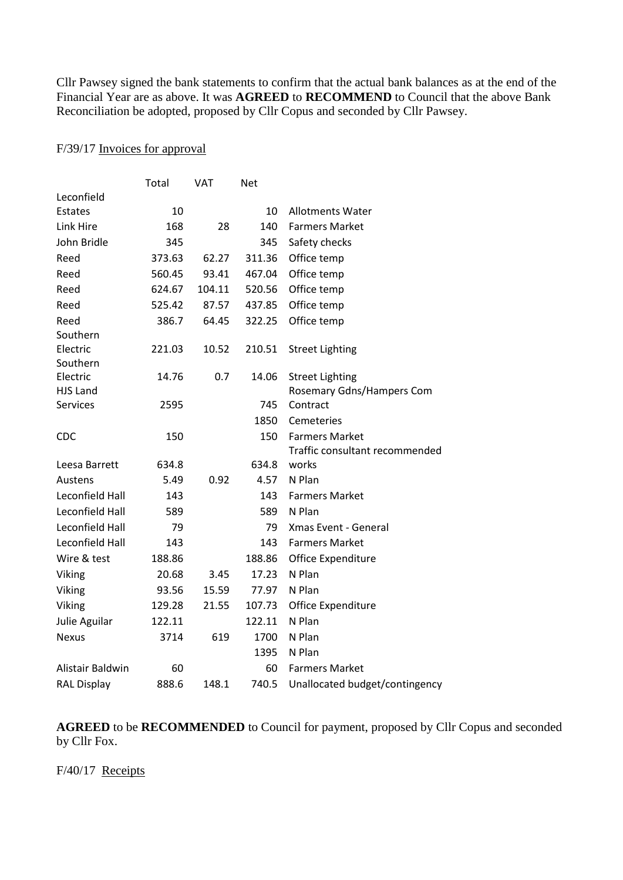Cllr Pawsey signed the bank statements to confirm that the actual bank balances as at the end of the Financial Year are as above. It was **AGREED** to **RECOMMEND** to Council that the above Bank Reconciliation be adopted, proposed by Cllr Copus and seconded by Cllr Pawsey.

F/39/17 Invoices for approval

| | Total | VAT | Net | |
|---|---|---|---|---|
| Leconfield Estates | 10 | | 10 | Allotments Water |
| Link Hire | 168 | 28 | 140 | Farmers Market |
| John Bridle | 345 | | 345 | Safety checks |
| Reed | 373.63 | 62.27 | 311.36 | Office temp |
| Reed | 560.45 | 93.41 | 467.04 | Office temp |
| Reed | 624.67 | 104.11 | 520.56 | Office temp |
| Reed | 525.42 | 87.57 | 437.85 | Office temp |
| Reed | 386.7 | 64.45 | 322.25 | Office temp |
| Southern Electric | 221.03 | 10.52 | 210.51 | Street Lighting |
| Southern Electric | 14.76 | 0.7 | 14.06 | Street Lighting |
| HJS Land Services | 2595 | | 745 | Rosemary Gdns/Hampers Com Contract |
| | | | 1850 | Cemeteries |
| CDC | 150 | | 150 | Farmers Market |
| Leesa Barrett | 634.8 | | 634.8 | Traffic consultant recommended works |
| Austens | 5.49 | 0.92 | 4.57 | N Plan |
| Leconfield Hall | 143 | | 143 | Farmers Market |
| Leconfield Hall | 589 | | 589 | N Plan |
| Leconfield Hall | 79 | | 79 | Xmas Event - General |
| Leconfield Hall | 143 | | 143 | Farmers Market |
| Wire & test | 188.86 | | 188.86 | Office Expenditure |
| Viking | 20.68 | 3.45 | 17.23 | N Plan |
| Viking | 93.56 | 15.59 | 77.97 | N Plan |
| Viking | 129.28 | 21.55 | 107.73 | Office Expenditure |
| Julie Aguilar | 122.11 | | 122.11 | N Plan |
| Nexus | 3714 | 619 | 1700 | N Plan |
| | | | 1395 | N Plan |
| Alistair Baldwin | 60 | | 60 | Farmers Market |
| RAL Display | 888.6 | 148.1 | 740.5 | Unallocated budget/contingency |

**AGREED** to be **RECOMMENDED** to Council for payment, proposed by Cllr Copus and seconded by Cllr Fox.

F/40/17 Receipts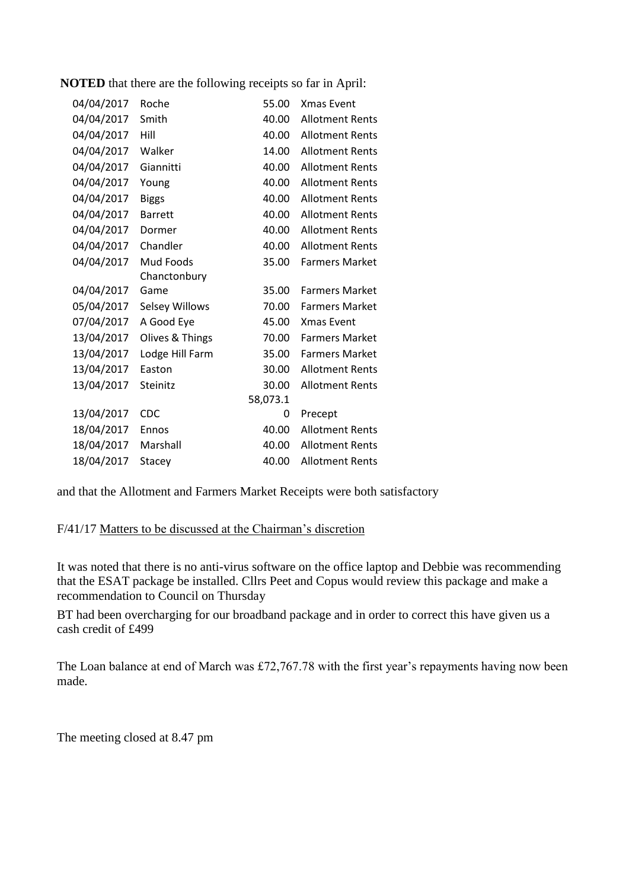**NOTED** that there are the following receipts so far in April:

| | | | |
|---|---|---|---|
| 04/04/2017 | Roche | 55.00 | Xmas Event |
| 04/04/2017 | Smith | 40.00 | Allotment Rents |
| 04/04/2017 | Hill | 40.00 | Allotment Rents |
| 04/04/2017 | Walker | 14.00 | Allotment Rents |
| 04/04/2017 | Giannitti | 40.00 | Allotment Rents |
| 04/04/2017 | Young | 40.00 | Allotment Rents |
| 04/04/2017 | Biggs | 40.00 | Allotment Rents |
| 04/04/2017 | Barrett | 40.00 | Allotment Rents |
| 04/04/2017 | Dormer | 40.00 | Allotment Rents |
| 04/04/2017 | Chandler | 40.00 | Allotment Rents |
| 04/04/2017 | Mud Foods | 35.00 | Farmers Market |
| 04/04/2017 | Chanctonbury Game | 35.00 | Farmers Market |
| 05/04/2017 | Selsey Willows | 70.00 | Farmers Market |
| 07/04/2017 | A Good Eye | 45.00 | Xmas Event |
| 13/04/2017 | Olives & Things | 70.00 | Farmers Market |
| 13/04/2017 | Lodge Hill Farm | 35.00 | Farmers Market |
| 13/04/2017 | Easton | 30.00 | Allotment Rents |
| 13/04/2017 | Steinitz | 30.00 | Allotment Rents |
| 13/04/2017 | CDC | 58,073.10 | Precept |
| 18/04/2017 | Ennos | 40.00 | Allotment Rents |
| 18/04/2017 | Marshall | 40.00 | Allotment Rents |
| 18/04/2017 | Stacey | 40.00 | Allotment Rents |

and that the Allotment and Farmers Market Receipts were both satisfactory

F/41/17 Matters to be discussed at the Chairman's discretion

It was noted that there is no anti-virus software on the office laptop and Debbie was recommending that the ESAT package be installed. Cllrs Peet and Copus would review this package and make a recommendation to Council on Thursday

BT had been overcharging for our broadband package and in order to correct this have given us a cash credit of £499

The Loan balance at end of March was £72,767.78 with the first year's repayments having now been made.

The meeting closed at 8.47 pm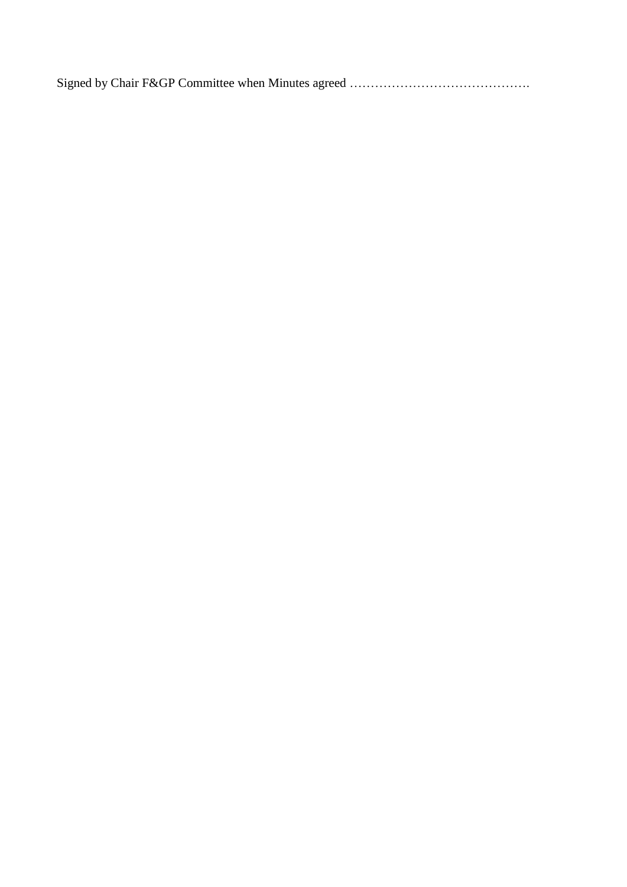Signed by Chair F&GP Committee when Minutes agreed …………………………………….